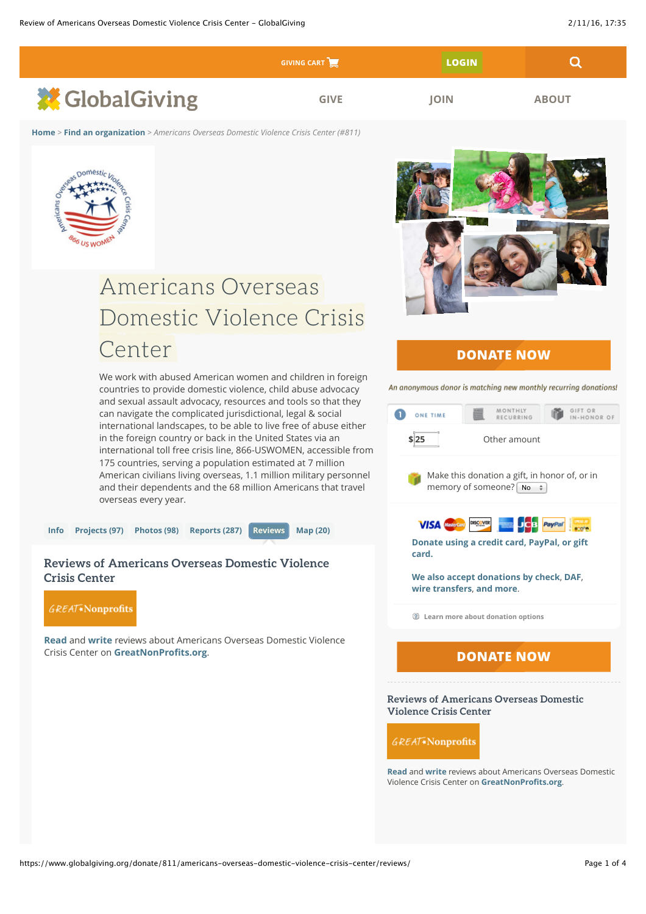GIVING CART LOGIN

GlobalGiving

GIVE JOIN ABOUT

**Home** > **Find an organization** > *Americans Overseas Domestic Violence Crisis Center (#811)*

# Americans Overseas Domestic Violence Crisis Center

We work with abused American women and children in foreign countries to provide domestic violence, child abuse advocacy and sexual assault advocacy, resources and tools so that they can navigate the complicated jurisdictional, legal & social international landscapes, to be able to live free of abuse either in the foreign country or back in the United States via an international toll free crisis line, 866-USWOMEN, accessible from 175 countries, serving a population estimated at 7 million American civilians living overseas, 1.1 million military personnel and their dependents and the 68 million Americans that travel overseas every year.

Info | Projects (97) | Photos (98) | Reports (287) | **Reviews** | Map (20)

## Reviews of Americans Overseas Domestic Violence Crisis Center

GREAT Nonprofits

**Read** and **write** reviews about Americans Overseas Domestic Violence Crisis Center on **GreatNonProfits.org**.

**DONATE NOW**

*An anonymous donor is matching new monthly recurring donations!*

ONE TIME | MONTHLY RECURRING | GIFT OR IN-HONOR OF

$ 25 Other amount

Make this donation a gift, in honor of, or in memory of someone? No

**Donate using a credit card, PayPal, or gift card.**

**We also accept donations by check, DAF, wire transfers, and more.**

Learn more about donation options

**DONATE NOW**

## Reviews of Americans Overseas Domestic Violence Crisis Center

GREAT Nonprofits

**Read** and **write** reviews about Americans Overseas Domestic Violence Crisis Center on **GreatNonProfits.org**.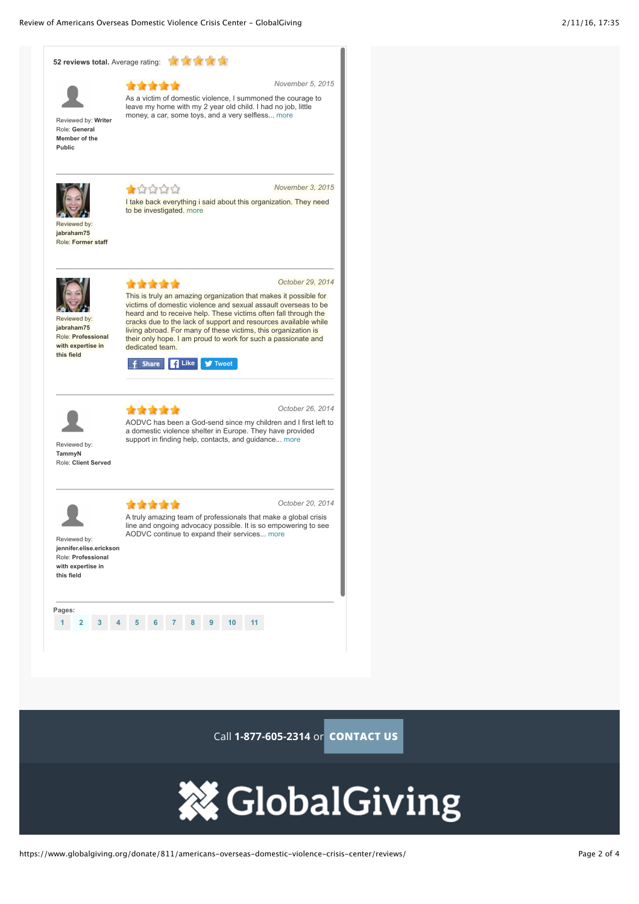**52 reviews total.** Average rating: ★★★★★

---

★★★★★ *November 5, 2015*

As a victim of domestic violence, I summoned the courage to leave my home with my 2 year old child. I had no job, little money, a car, some toys, and a very selfless... more

Reviewed by: **Writer**
Role: **General Member of the Public**

---

★☆☆☆☆ *November 3, 2015*

I take back everything i said about this organization. They need to be investigated. more

Reviewed by: **jabraham75**
Role: **Former staff**

---

★★★★★ *October 29, 2014*

This is truly an amazing organization that makes it possible for victims of domestic violence and sexual assault overseas to be heard and to receive help. These victims often fall through the cracks due to the lack of support and resources available while living abroad. For many of these victims, this organization is their only hope. I am proud to work for such a passionate and dedicated team.

Share | Like | Tweet

Reviewed by: **jabraham75**
Role: **Professional with expertise in this field**

---

★★★★★ *October 26, 2014*

AODVC has been a God-send since my children and I first left to a domestic violence shelter in Europe. They have provided support in finding help, contacts, and guidance... more

Reviewed by: **TammyN**
Role: **Client Served**

---

★★★★★ *October 20, 2014*

A truly amazing team of professionals that make a global crisis line and ongoing advocacy possible. It is so empowering to see AODVC continue to expand their services... more

Reviewed by: **jennifer.elise.erickson**
Role: **Professional with expertise in this field**

---

**Pages:** 1 2 3 4 5 6 7 8 9 10 11

Call **1-877-605-2314** or **CONTACT US**

GlobalGiving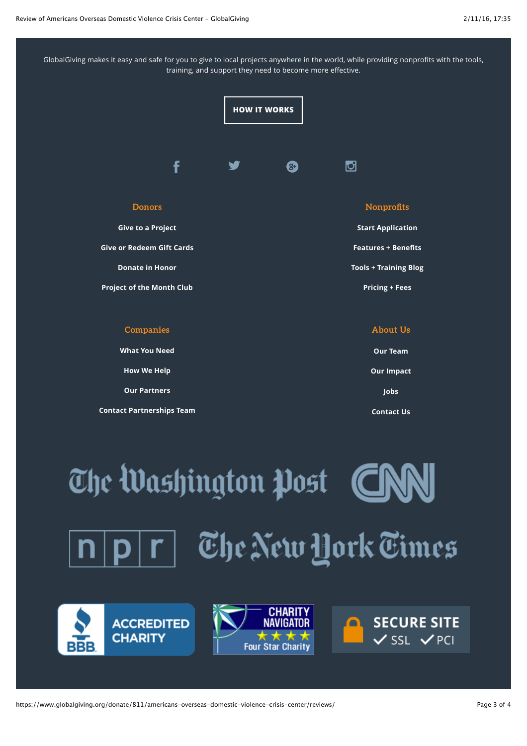GlobalGiving makes it easy and safe for you to give to local projects anywhere in the world, while providing nonprofits with the tools, training, and support they need to become more effective.

**HOW IT WORKS**

### Donors

- Give to a Project
- Give or Redeem Gift Cards
- Donate in Honor
- Project of the Month Club

### Nonprofits

- Start Application
- Features + Benefits
- Tools + Training Blog
- Pricing + Fees

### Companies

- What You Need
- How We Help
- Our Partners
- Contact Partnerships Team

### About Us

- Our Team
- Our Impact
- Jobs
- Contact Us

The Washington Post CNN npr The New York Times

BBB ACCREDITED CHARITY

CHARITY NAVIGATOR Four Star Charity

SECURE SITE ✓ SSL ✓ PCI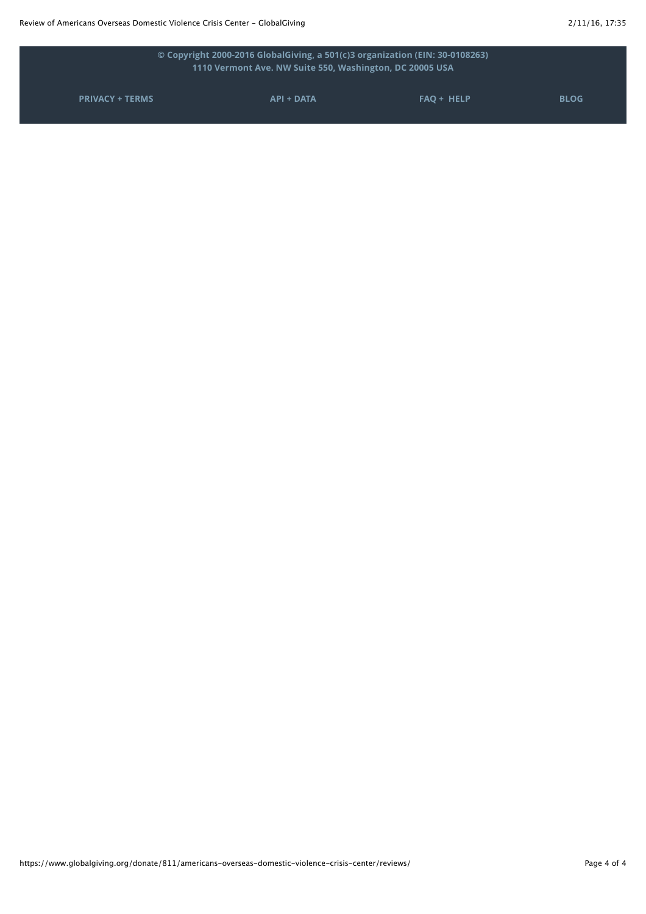**© Copyright 2000-2016 GlobalGiving, a 501(c)3 organization (EIN: 30-0108263)**
**1110 Vermont Ave. NW Suite 550, Washington, DC 20005 USA**

**PRIVACY + TERMS** **API + DATA** **FAQ + HELP** **BLOG**